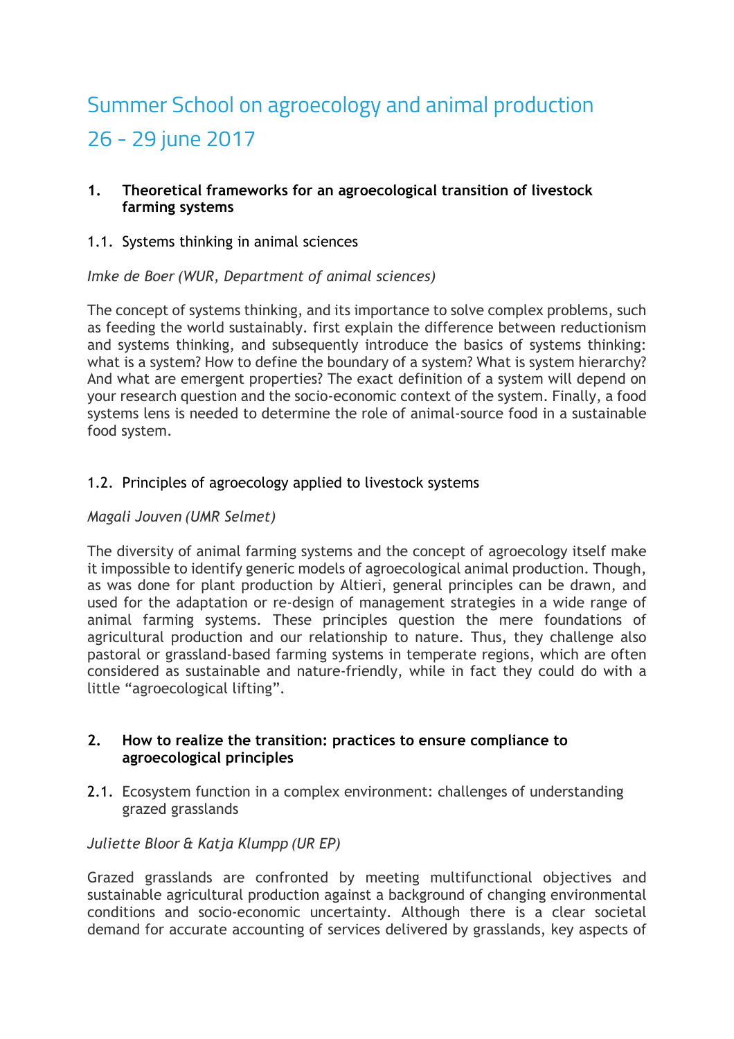# Summer School on agroecology and animal production 26 - 29 june 2017

## 1. Theoretical frameworks for an agroecological transition of livestock farming systems

### 1.1. Systems thinking in animal sciences

*Imke de Boer (WUR, Department of animal sciences)*

The concept of systems thinking, and its importance to solve complex problems, such as feeding the world sustainably. first explain the difference between reductionism and systems thinking, and subsequently introduce the basics of systems thinking: what is a system? How to define the boundary of a system? What is system hierarchy? And what are emergent properties? The exact definition of a system will depend on your research question and the socio-economic context of the system. Finally, a food systems lens is needed to determine the role of animal-source food in a sustainable food system.

### 1.2. Principles of agroecology applied to livestock systems

*Magali Jouven (UMR Selmet)*

The diversity of animal farming systems and the concept of agroecology itself make it impossible to identify generic models of agroecological animal production. Though, as was done for plant production by Altieri, general principles can be drawn, and used for the adaptation or re-design of management strategies in a wide range of animal farming systems. These principles question the mere foundations of agricultural production and our relationship to nature. Thus, they challenge also pastoral or grassland-based farming systems in temperate regions, which are often considered as sustainable and nature-friendly, while in fact they could do with a little "agroecological lifting".

## 2. How to realize the transition: practices to ensure compliance to agroecological principles

### 2.1. Ecosystem function in a complex environment: challenges of understanding grazed grasslands

*Juliette Bloor & Katja Klumpp (UR EP)*

Grazed grasslands are confronted by meeting multifunctional objectives and sustainable agricultural production against a background of changing environmental conditions and socio-economic uncertainty. Although there is a clear societal demand for accurate accounting of services delivered by grasslands, key aspects of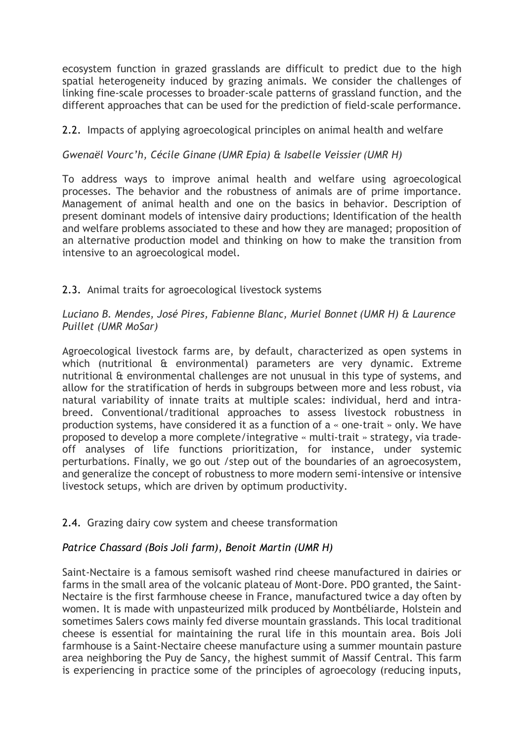ecosystem function in grazed grasslands are difficult to predict due to the high spatial heterogeneity induced by grazing animals. We consider the challenges of linking fine-scale processes to broader-scale patterns of grassland function, and the different approaches that can be used for the prediction of field-scale performance.

### 2.2. Impacts of applying agroecological principles on animal health and welfare

*Gwenaël Vourc'h, Cécile Ginane (UMR Epia) & Isabelle Veissier (UMR H)*

To address ways to improve animal health and welfare using agroecological processes. The behavior and the robustness of animals are of prime importance. Management of animal health and one on the basics in behavior. Description of present dominant models of intensive dairy productions; Identification of the health and welfare problems associated to these and how they are managed; proposition of an alternative production model and thinking on how to make the transition from intensive to an agroecological model.

### 2.3. Animal traits for agroecological livestock systems

*Luciano B. Mendes, José Pires, Fabienne Blanc, Muriel Bonnet (UMR H) & Laurence Puillet (UMR MoSar)*

Agroecological livestock farms are, by default, characterized as open systems in which (nutritional & environmental) parameters are very dynamic. Extreme nutritional & environmental challenges are not unusual in this type of systems, and allow for the stratification of herds in subgroups between more and less robust, via natural variability of innate traits at multiple scales: individual, herd and intra-breed. Conventional/traditional approaches to assess livestock robustness in production systems, have considered it as a function of a « one-trait » only. We have proposed to develop a more complete/integrative « multi-trait » strategy, via trade-off analyses of life functions prioritization, for instance, under systemic perturbations. Finally, we go out /step out of the boundaries of an agroecosystem, and generalize the concept of robustness to more modern semi-intensive or intensive livestock setups, which are driven by optimum productivity.

### 2.4. Grazing dairy cow system and cheese transformation

*Patrice Chassard (Bois Joli farm), Benoit Martin (UMR H)*

Saint-Nectaire is a famous semisoft washed rind cheese manufactured in dairies or farms in the small area of the volcanic plateau of Mont-Dore. PDO granted, the Saint-Nectaire is the first farmhouse cheese in France, manufactured twice a day often by women. It is made with unpasteurized milk produced by Montbéliarde, Holstein and sometimes Salers cows mainly fed diverse mountain grasslands. This local traditional cheese is essential for maintaining the rural life in this mountain area. Bois Joli farmhouse is a Saint-Nectaire cheese manufacture using a summer mountain pasture area neighboring the Puy de Sancy, the highest summit of Massif Central. This farm is experiencing in practice some of the principles of agroecology (reducing inputs,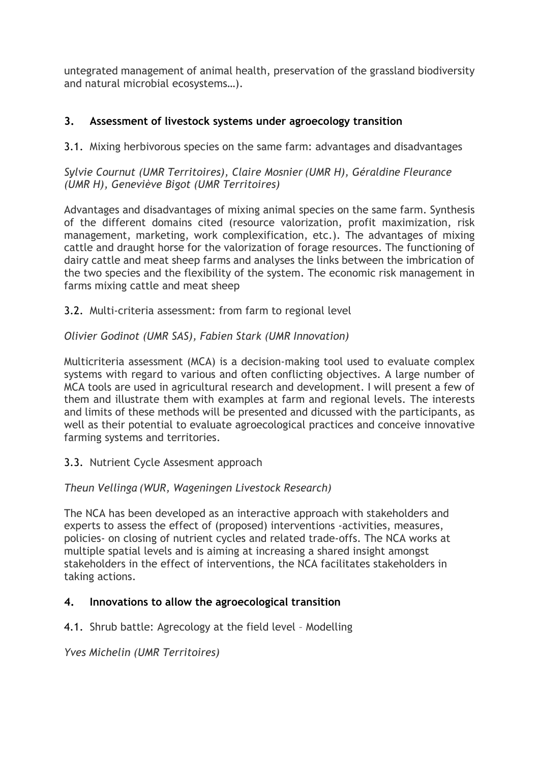untegrated management of animal health, preservation of the grassland biodiversity and natural microbial ecosystems…).

## 3. Assessment of livestock systems under agroecology transition

### 3.1. Mixing herbivorous species on the same farm: advantages and disadvantages

*Sylvie Cournut (UMR Territoires), Claire Mosnier (UMR H), Géraldine Fleurance (UMR H), Geneviève Bigot (UMR Territoires)*

Advantages and disadvantages of mixing animal species on the same farm. Synthesis of the different domains cited (resource valorization, profit maximization, risk management, marketing, work complexification, etc.). The advantages of mixing cattle and draught horse for the valorization of forage resources. The functioning of dairy cattle and meat sheep farms and analyses the links between the imbrication of the two species and the flexibility of the system. The economic risk management in farms mixing cattle and meat sheep

### 3.2. Multi-criteria assessment: from farm to regional level

*Olivier Godinot (UMR SAS), Fabien Stark (UMR Innovation)*

Multicriteria assessment (MCA) is a decision-making tool used to evaluate complex systems with regard to various and often conflicting objectives. A large number of MCA tools are used in agricultural research and development. I will present a few of them and illustrate them with examples at farm and regional levels. The interests and limits of these methods will be presented and dicussed with the participants, as well as their potential to evaluate agroecological practices and conceive innovative farming systems and territories.

### 3.3. Nutrient Cycle Assesment approach

*Theun Vellinga (WUR, Wageningen Livestock Research)*

The NCA has been developed as an interactive approach with stakeholders and experts to assess the effect of (proposed) interventions -activities, measures, policies- on closing of nutrient cycles and related trade-offs. The NCA works at multiple spatial levels and is aiming at increasing a shared insight amongst stakeholders in the effect of interventions, the NCA facilitates stakeholders in taking actions.

## 4. Innovations to allow the agroecological transition

### 4.1. Shrub battle: Agrecology at the field level – Modelling

*Yves Michelin (UMR Territoires)*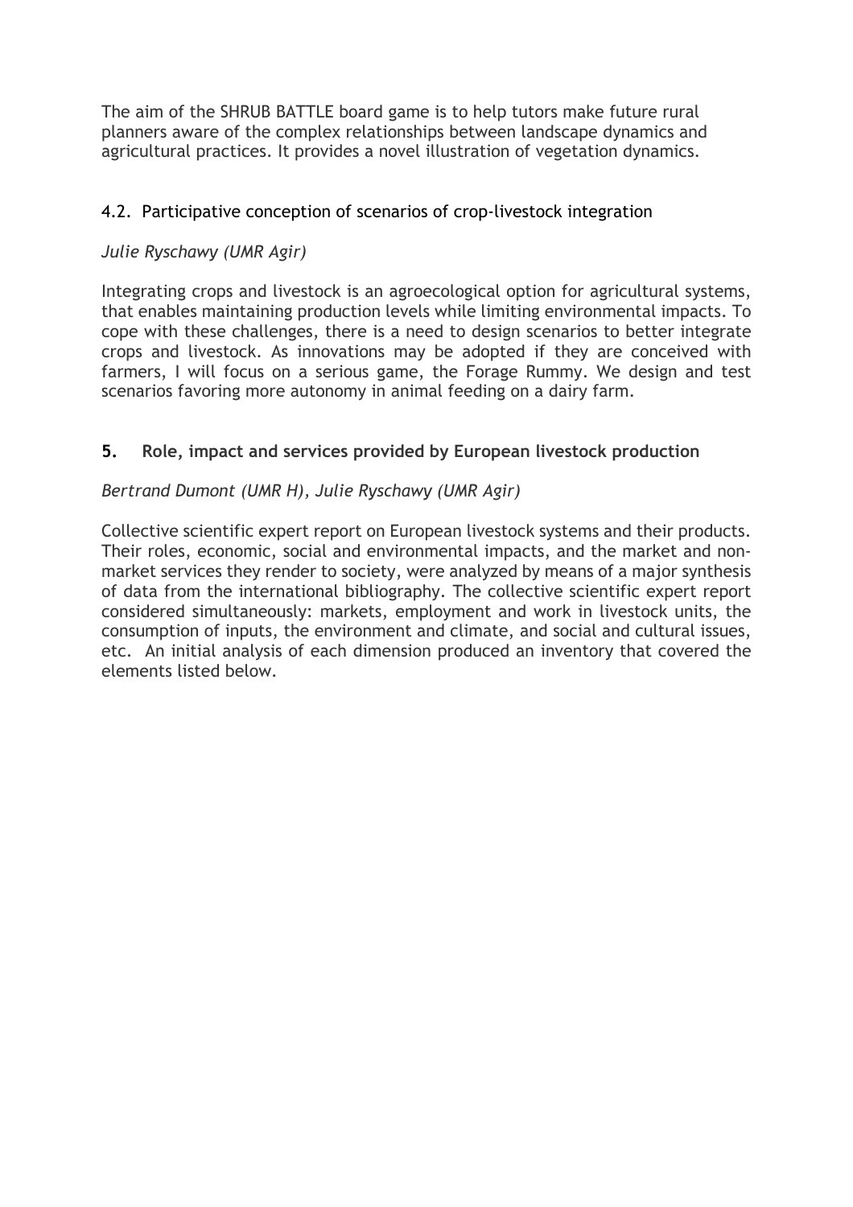The aim of the SHRUB BATTLE board game is to help tutors make future rural planners aware of the complex relationships between landscape dynamics and agricultural practices. It provides a novel illustration of vegetation dynamics.

### 4.2. Participative conception of scenarios of crop-livestock integration

*Julie Ryschawy (UMR Agir)*

Integrating crops and livestock is an agroecological option for agricultural systems, that enables maintaining production levels while limiting environmental impacts. To cope with these challenges, there is a need to design scenarios to better integrate crops and livestock. As innovations may be adopted if they are conceived with farmers, I will focus on a serious game, the Forage Rummy. We design and test scenarios favoring more autonomy in animal feeding on a dairy farm.

## 5. Role, impact and services provided by European livestock production

*Bertrand Dumont (UMR H), Julie Ryschawy (UMR Agir)*

Collective scientific expert report on European livestock systems and their products. Their roles, economic, social and environmental impacts, and the market and non-market services they render to society, were analyzed by means of a major synthesis of data from the international bibliography. The collective scientific expert report considered simultaneously: markets, employment and work in livestock units, the consumption of inputs, the environment and climate, and social and cultural issues, etc. An initial analysis of each dimension produced an inventory that covered the elements listed below.